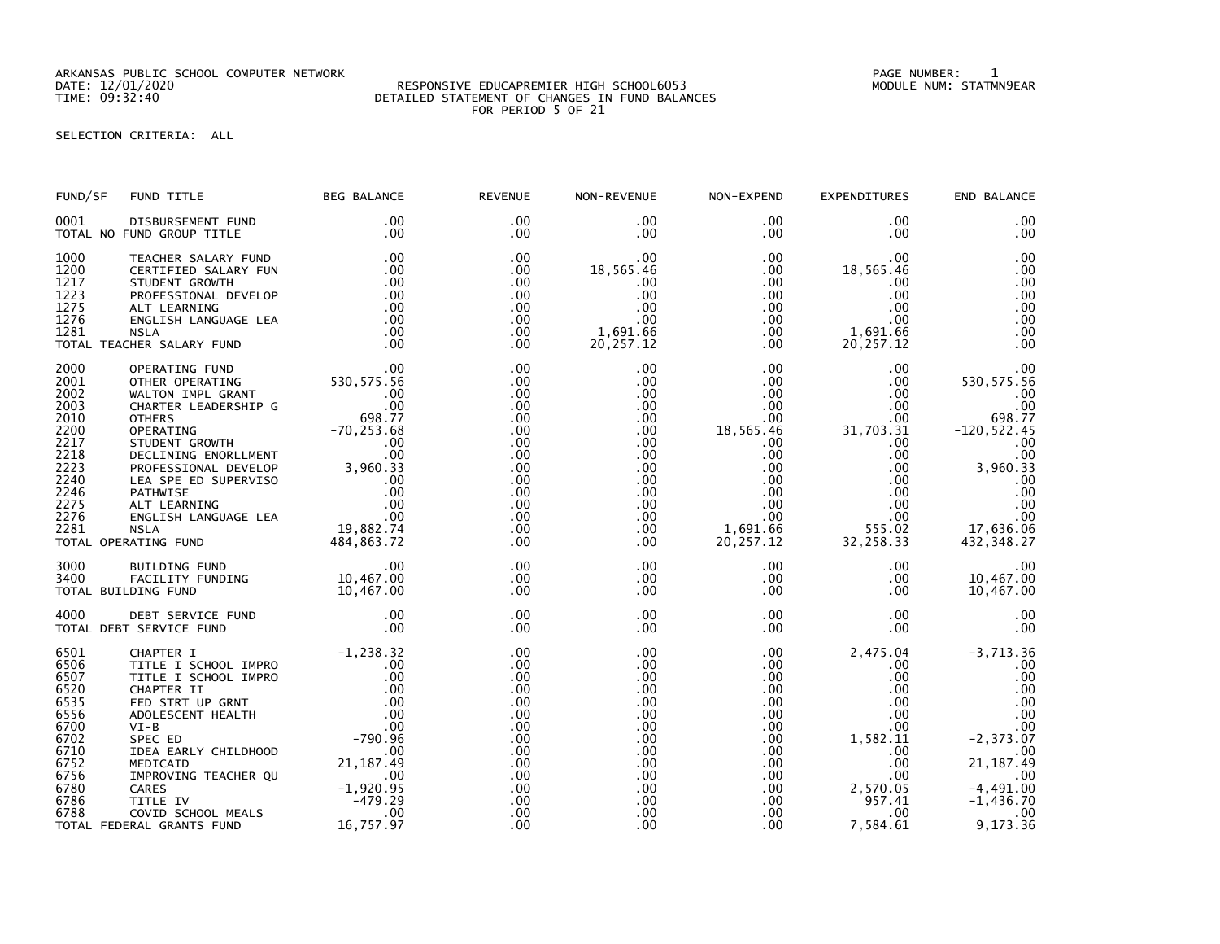ARKANSAS PUBLIC SCHOOL COMPUTER NETWORK
DATE: 12/01/2020
TIME: 09:32:40

RESPONSIVE EDUCAPREMIER HIGH SCHOOL6053
DETAILED STATEMENT OF CHANGES IN FUND BALANCES
FOR PERIOD 5 OF 21

PAGE NUMBER: 1
MODULE NUM: STATMN9EAR

SELECTION CRITERIA: ALL

| FUND/SF | FUND TITLE | BEG BALANCE | REVENUE | NON-REVENUE | NON-EXPEND | EXPENDITURES | END BALANCE |
|---|---|---|---|---|---|---|---|
| 0001 | DISBURSEMENT FUND | .00 | .00 | .00 | .00 | .00 | .00 |
| TOTAL NO FUND GROUP TITLE | | .00 | .00 | .00 | .00 | .00 | .00 |
| 1000 | TEACHER SALARY FUND | .00 | .00 | .00 | .00 | .00 | .00 |
| 1200 | CERTIFIED SALARY FUN | .00 | .00 | 18,565.46 | .00 | 18,565.46 | .00 |
| 1217 | STUDENT GROWTH | .00 | .00 | .00 | .00 | .00 | .00 |
| 1223 | PROFESSIONAL DEVELOP | .00 | .00 | .00 | .00 | .00 | .00 |
| 1275 | ALT LEARNING | .00 | .00 | .00 | .00 | .00 | .00 |
| 1276 | ENGLISH LANGUAGE LEA | .00 | .00 | .00 | .00 | .00 | .00 |
| 1281 | NSLA | .00 | .00 | 1,691.66 | .00 | 1,691.66 | .00 |
| TOTAL TEACHER SALARY FUND | | .00 | .00 | 20,257.12 | .00 | 20,257.12 | .00 |
| 2000 | OPERATING FUND | .00 | .00 | .00 | .00 | .00 | .00 |
| 2001 | OTHER OPERATING | 530,575.56 | .00 | .00 | .00 | .00 | 530,575.56 |
| 2002 | WALTON IMPL GRANT | .00 | .00 | .00 | .00 | .00 | .00 |
| 2003 | CHARTER LEADERSHIP G | .00 | .00 | .00 | .00 | .00 | .00 |
| 2010 | OTHERS | 698.77 | .00 | .00 | .00 | .00 | 698.77 |
| 2200 | OPERATING | -70,253.68 | .00 | .00 | 18,565.46 | 31,703.31 | -120,522.45 |
| 2217 | STUDENT GROWTH | .00 | .00 | .00 | .00 | .00 | .00 |
| 2218 | DECLINING ENORLLMENT | .00 | .00 | .00 | .00 | .00 | .00 |
| 2223 | PROFESSIONAL DEVELOP | 3,960.33 | .00 | .00 | .00 | .00 | 3,960.33 |
| 2240 | LEA SPE ED SUPERVISO | .00 | .00 | .00 | .00 | .00 | .00 |
| 2246 | PATHWISE | .00 | .00 | .00 | .00 | .00 | .00 |
| 2275 | ALT LEARNING | .00 | .00 | .00 | .00 | .00 | .00 |
| 2276 | ENGLISH LANGUAGE LEA | .00 | .00 | .00 | .00 | .00 | .00 |
| 2281 | NSLA | 19,882.74 | .00 | .00 | 1,691.66 | 555.02 | 17,636.06 |
| TOTAL OPERATING FUND | | 484,863.72 | .00 | .00 | 20,257.12 | 32,258.33 | 432,348.27 |
| 3000 | BUILDING FUND | .00 | .00 | .00 | .00 | .00 | .00 |
| 3400 | FACILITY FUNDING | 10,467.00 | .00 | .00 | .00 | .00 | 10,467.00 |
| TOTAL BUILDING FUND | | 10,467.00 | .00 | .00 | .00 | .00 | 10,467.00 |
| 4000 | DEBT SERVICE FUND | .00 | .00 | .00 | .00 | .00 | .00 |
| TOTAL DEBT SERVICE FUND | | .00 | .00 | .00 | .00 | .00 | .00 |
| 6501 | CHAPTER I | -1,238.32 | .00 | .00 | .00 | 2,475.04 | -3,713.36 |
| 6506 | TITLE I SCHOOL IMPRO | .00 | .00 | .00 | .00 | .00 | .00 |
| 6507 | TITLE I SCHOOL IMPRO | .00 | .00 | .00 | .00 | .00 | .00 |
| 6520 | CHAPTER II | .00 | .00 | .00 | .00 | .00 | .00 |
| 6535 | FED STRT UP GRNT | .00 | .00 | .00 | .00 | .00 | .00 |
| 6556 | ADOLESCENT HEALTH | .00 | .00 | .00 | .00 | .00 | .00 |
| 6700 | VI-B | .00 | .00 | .00 | .00 | .00 | .00 |
| 6702 | SPEC ED | -790.96 | .00 | .00 | .00 | 1,582.11 | -2,373.07 |
| 6710 | IDEA EARLY CHILDHOOD | .00 | .00 | .00 | .00 | .00 | .00 |
| 6752 | MEDICAID | 21,187.49 | .00 | .00 | .00 | .00 | 21,187.49 |
| 6756 | IMPROVING TEACHER QU | .00 | .00 | .00 | .00 | .00 | .00 |
| 6780 | CARES | -1,920.95 | .00 | .00 | .00 | 2,570.05 | -4,491.00 |
| 6786 | TITLE IV | -479.29 | .00 | .00 | .00 | 957.41 | -1,436.70 |
| 6788 | COVID SCHOOL MEALS | .00 | .00 | .00 | .00 | .00 | .00 |
| TOTAL FEDERAL GRANTS FUND | | 16,757.97 | .00 | .00 | .00 | 7,584.61 | 9,173.36 |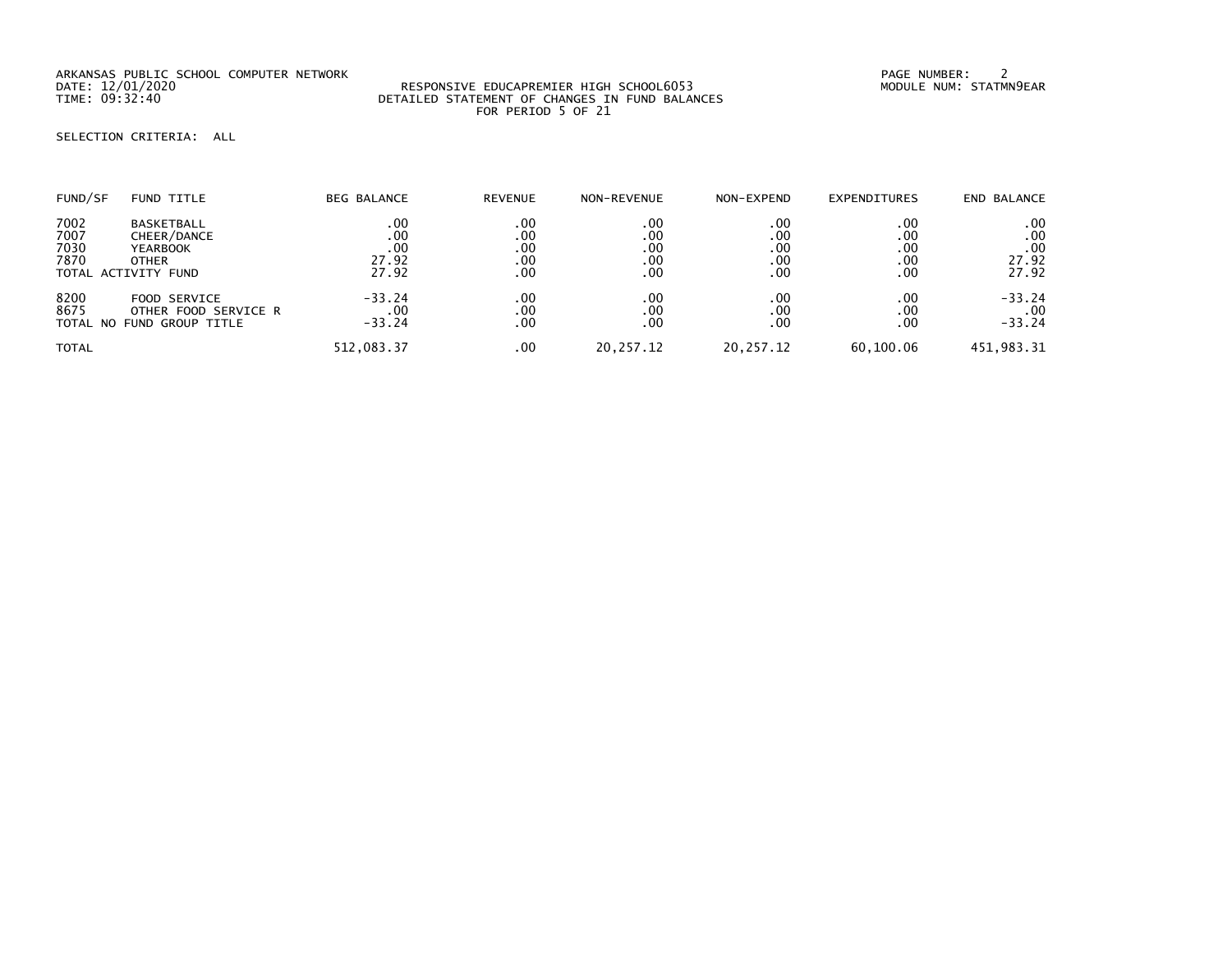ARKANSAS PUBLIC SCHOOL COMPUTER NETWORK
DATE: 12/01/2020
TIME: 09:32:40

RESPONSIVE EDUCAPREMIER HIGH SCHOOL6053
DETAILED STATEMENT OF CHANGES IN FUND BALANCES
FOR PERIOD 5 OF 21

PAGE NUMBER: 2
MODULE NUM: STATMN9EAR

SELECTION CRITERIA: ALL

| FUND/SF | FUND TITLE | BEG BALANCE | REVENUE | NON-REVENUE | NON-EXPEND | EXPENDITURES | END BALANCE |
|---|---|---|---|---|---|---|---|
| 7002 | BASKETBALL | .00 | .00 | .00 | .00 | .00 | .00 |
| 7007 | CHEER/DANCE | .00 | .00 | .00 | .00 | .00 | .00 |
| 7030 | YEARBOOK | .00 | .00 | .00 | .00 | .00 | .00 |
| 7870 | OTHER | 27.92 | .00 | .00 | .00 | .00 | 27.92 |
| TOTAL ACTIVITY FUND | | 27.92 | .00 | .00 | .00 | .00 | 27.92 |
| 8200 | FOOD SERVICE | -33.24 | .00 | .00 | .00 | .00 | -33.24 |
| 8675 | OTHER FOOD SERVICE R | .00 | .00 | .00 | .00 | .00 | .00 |
| TOTAL NO FUND GROUP TITLE | | -33.24 | .00 | .00 | .00 | .00 | -33.24 |
| TOTAL | | 512,083.37 | .00 | 20,257.12 | 20,257.12 | 60,100.06 | 451,983.31 |